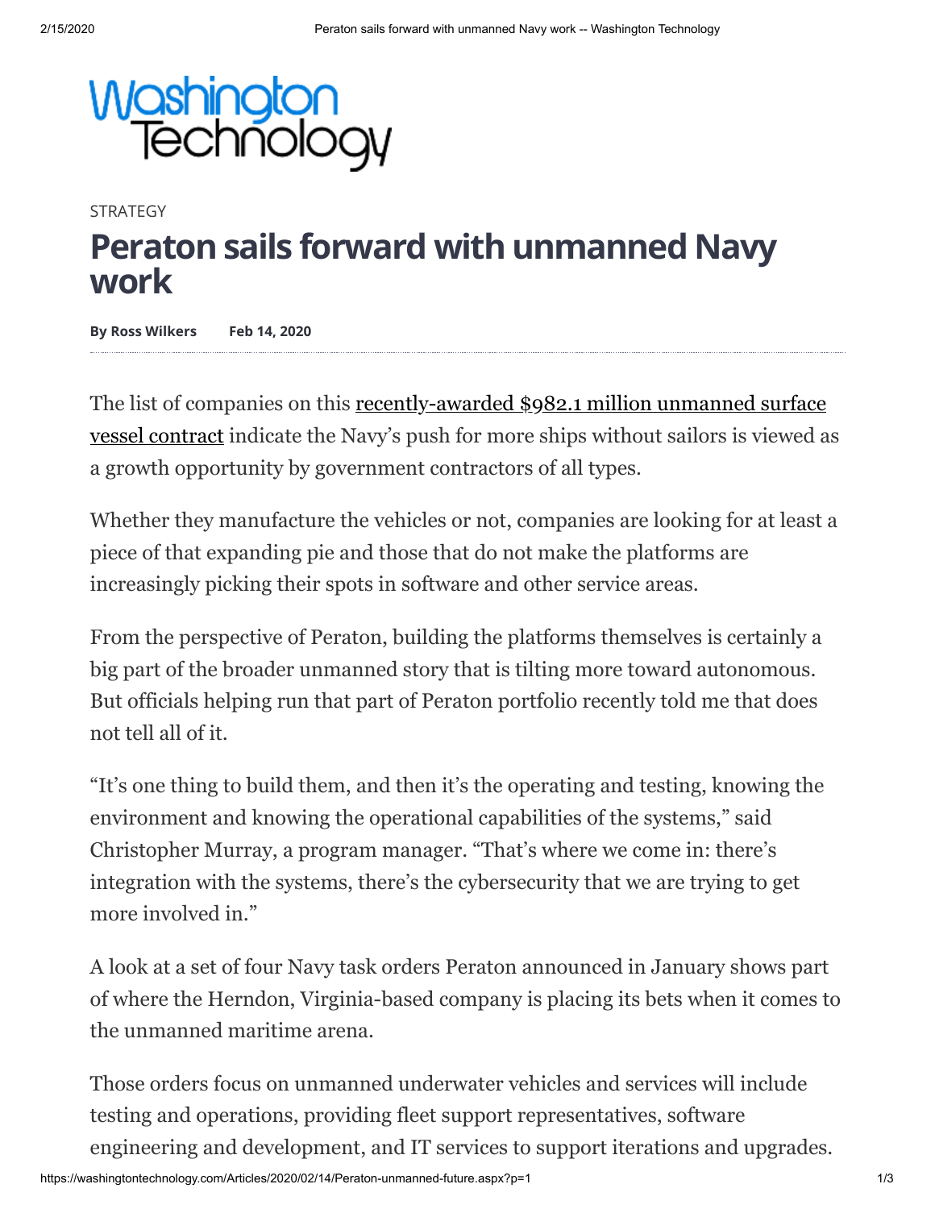Washington Technology

STRATEGY

# Peraton sails forward with unmanned Navy work

**By Ross Wilkers** **Feb 14, 2020**

The list of companies on this recently-awarded $982.1 million unmanned surface vessel contract indicate the Navy's push for more ships without sailors is viewed as a growth opportunity by government contractors of all types.

Whether they manufacture the vehicles or not, companies are looking for at least a piece of that expanding pie and those that do not make the platforms are increasingly picking their spots in software and other service areas.

From the perspective of Peraton, building the platforms themselves is certainly a big part of the broader unmanned story that is tilting more toward autonomous. But officials helping run that part of Peraton portfolio recently told me that does not tell all of it.

"It's one thing to build them, and then it's the operating and testing, knowing the environment and knowing the operational capabilities of the systems," said Christopher Murray, a program manager. "That's where we come in: there's integration with the systems, there's the cybersecurity that we are trying to get more involved in."

A look at a set of four Navy task orders Peraton announced in January shows part of where the Herndon, Virginia-based company is placing its bets when it comes to the unmanned maritime arena.

Those orders focus on unmanned underwater vehicles and services will include testing and operations, providing fleet support representatives, software engineering and development, and IT services to support iterations and upgrades.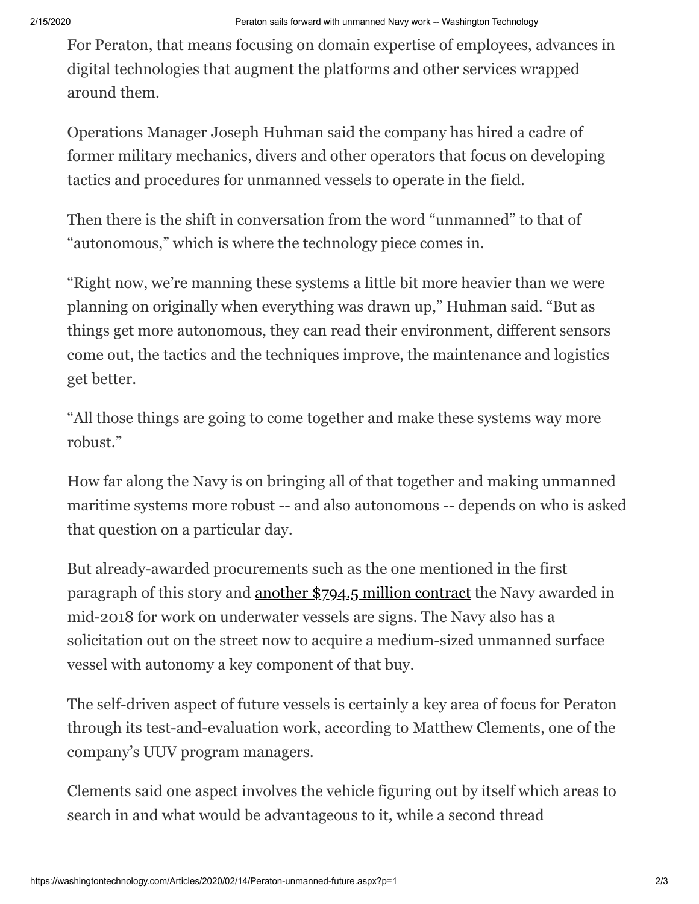For Peraton, that means focusing on domain expertise of employees, advances in digital technologies that augment the platforms and other services wrapped around them.

Operations Manager Joseph Huhman said the company has hired a cadre of former military mechanics, divers and other operators that focus on developing tactics and procedures for unmanned vessels to operate in the field.

Then there is the shift in conversation from the word "unmanned" to that of "autonomous," which is where the technology piece comes in.

"Right now, we're manning these systems a little bit more heavier than we were planning on originally when everything was drawn up," Huhman said. "But as things get more autonomous, they can read their environment, different sensors come out, the tactics and the techniques improve, the maintenance and logistics get better.

"All those things are going to come together and make these systems way more robust."

How far along the Navy is on bringing all of that together and making unmanned maritime systems more robust -- and also autonomous -- depends on who is asked that question on a particular day.

But already-awarded procurements such as the one mentioned in the first paragraph of this story and another $794.5 million contract the Navy awarded in mid-2018 for work on underwater vessels are signs. The Navy also has a solicitation out on the street now to acquire a medium-sized unmanned surface vessel with autonomy a key component of that buy.

The self-driven aspect of future vessels is certainly a key area of focus for Peraton through its test-and-evaluation work, according to Matthew Clements, one of the company's UUV program managers.

Clements said one aspect involves the vehicle figuring out by itself which areas to search in and what would be advantageous to it, while a second thread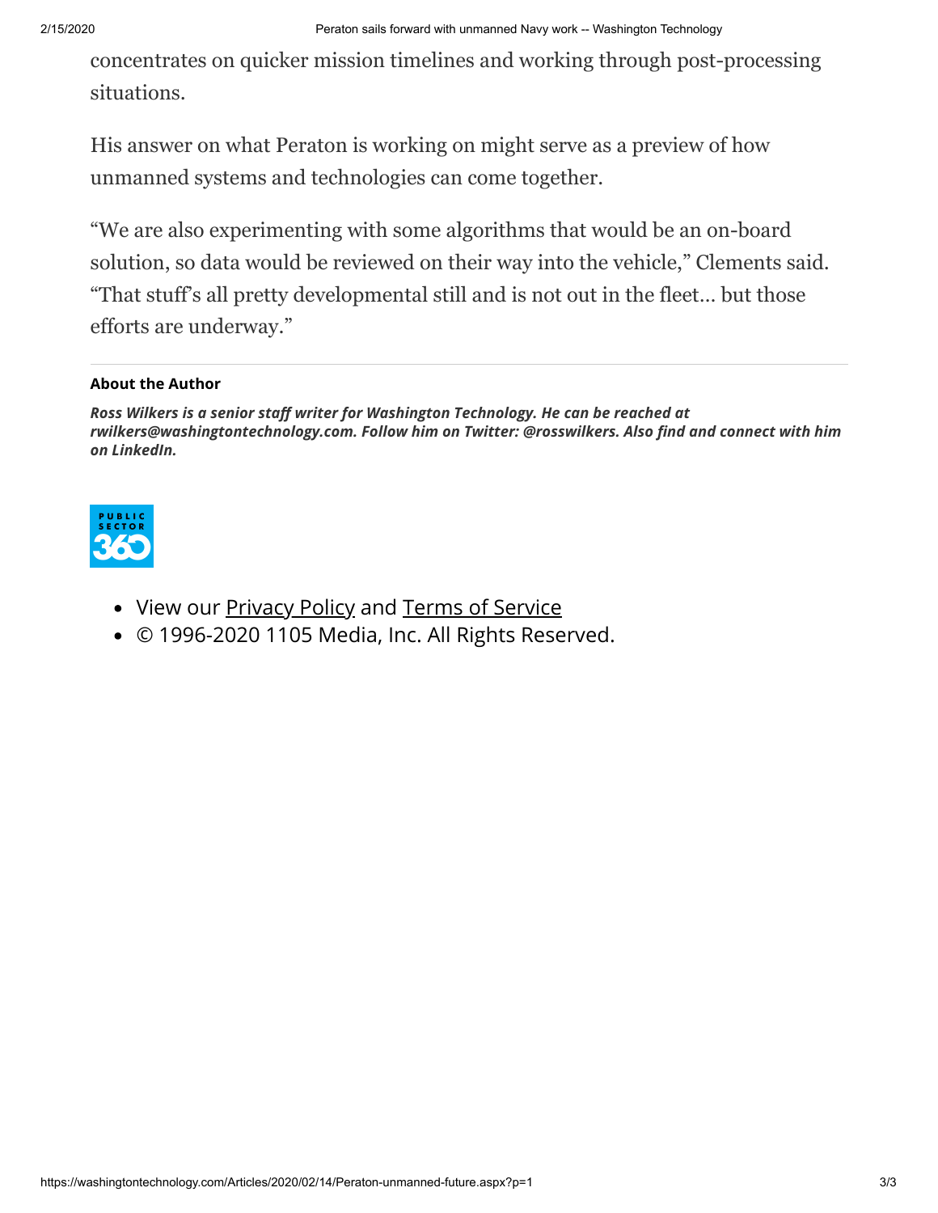concentrates on quicker mission timelines and working through post-processing situations.

His answer on what Peraton is working on might serve as a preview of how unmanned systems and technologies can come together.

"We are also experimenting with some algorithms that would be an on-board solution, so data would be reviewed on their way into the vehicle," Clements said. "That stuff's all pretty developmental still and is not out in the fleet… but those efforts are underway."

---

**About the Author**

***Ross Wilkers is a senior staff writer for Washington Technology. He can be reached at rwilkers@washingtontechnology.com. Follow him on Twitter: @rosswilkers. Also find and connect with him on LinkedIn.***

PUBLIC SECTOR 360

- View our Privacy Policy and Terms of Service
- © 1996-2020 1105 Media, Inc. All Rights Reserved.